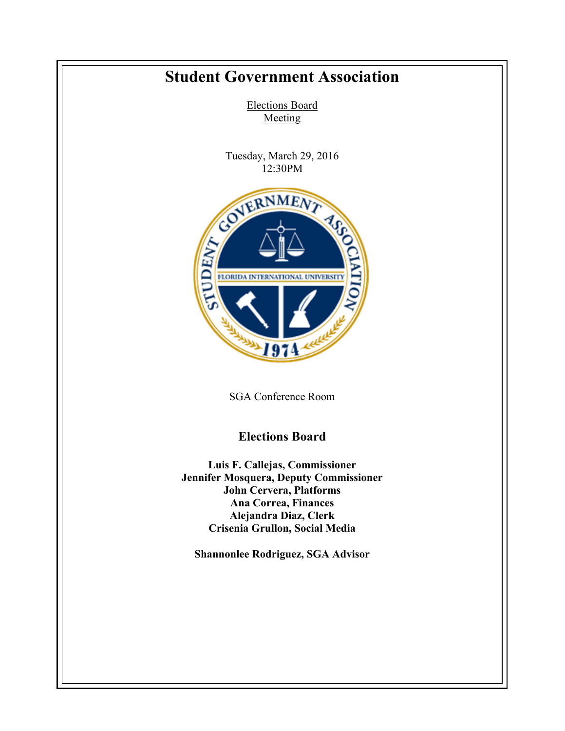# Student Government Association

Elections Board
Meeting

Tuesday, March 29, 2016
12:30PM

SGA Conference Room

## Elections Board

**Luis F. Callejas, Commissioner**
**Jennifer Mosquera, Deputy Commissioner**
**John Cervera, Platforms**
**Ana Correa, Finances**
**Alejandra Diaz, Clerk**
**Crisenia Grullon, Social Media**

**Shannonlee Rodriguez, SGA Advisor**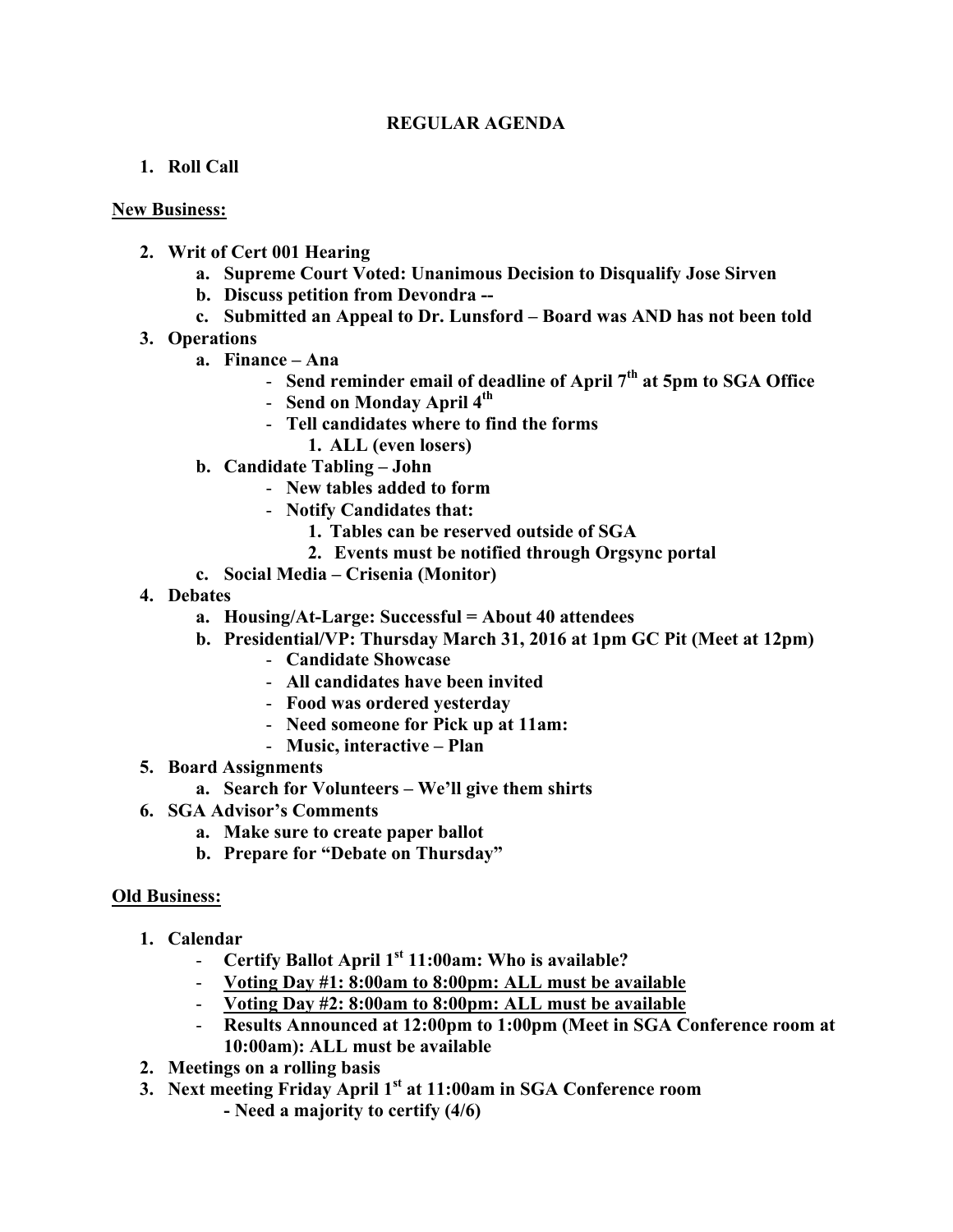**REGULAR AGENDA**

1. **Roll Call**

**New Business:**

2. **Writ of Cert 001 Hearing**
   a. **Supreme Court Voted: Unanimous Decision to Disqualify Jose Sirven**
   b. **Discuss petition from Devondra --**
   c. **Submitted an Appeal to Dr. Lunsford – Board was AND has not been told**
3. **Operations**
   a. **Finance – Ana**
      - **Send reminder email of deadline of April 7th at 5pm to SGA Office**
      - **Send on Monday April 4th**
      - **Tell candidates where to find the forms**
         1. **ALL (even losers)**
   b. **Candidate Tabling – John**
      - **New tables added to form**
      - **Notify Candidates that:**
         1. **Tables can be reserved outside of SGA**
         2. **Events must be notified through Orgsync portal**
   c. **Social Media – Crisenia (Monitor)**
4. **Debates**
   a. **Housing/At-Large: Successful = About 40 attendees**
   b. **Presidential/VP: Thursday March 31, 2016 at 1pm GC Pit (Meet at 12pm)**
      - **Candidate Showcase**
      - **All candidates have been invited**
      - **Food was ordered yesterday**
      - **Need someone for Pick up at 11am:**
      - **Music, interactive – Plan**
5. **Board Assignments**
   a. **Search for Volunteers – We'll give them shirts**
6. **SGA Advisor's Comments**
   a. **Make sure to create paper ballot**
   b. **Prepare for "Debate on Thursday"**

**Old Business:**

1. **Calendar**
   - **Certify Ballot April 1st 11:00am: Who is available?**
   - **<u>Voting Day #1: 8:00am to 8:00pm: ALL must be available</u>**
   - **<u>Voting Day #2: 8:00am to 8:00pm: ALL must be available</u>**
   - **Results Announced at 12:00pm to 1:00pm (Meet in SGA Conference room at 10:00am): ALL must be available**
2. **Meetings on a rolling basis**
3. **Next meeting Friday April 1st at 11:00am in SGA Conference room**
   - **Need a majority to certify (4/6)**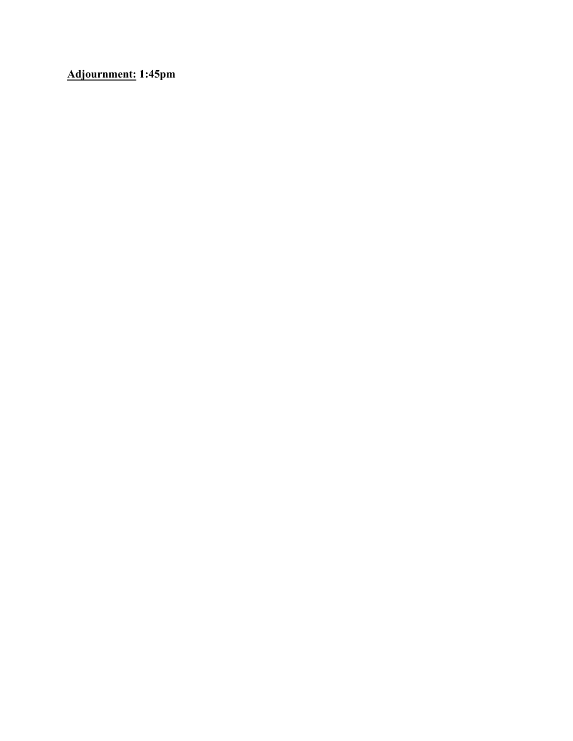**<u>Adjournment:</u> 1:45pm**